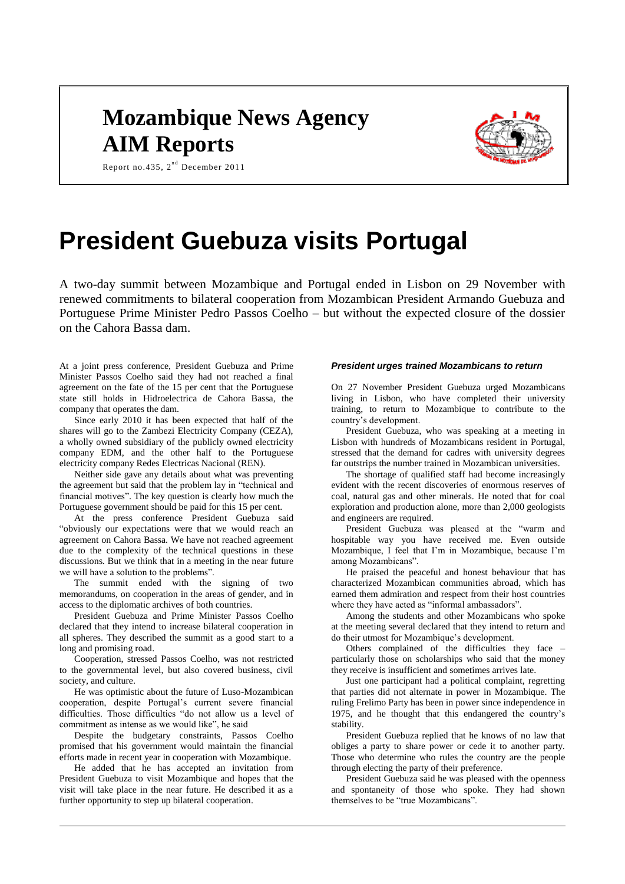# Mozambique News Agency
# AIM Reports

Report no.435, 2nd December 2011

# President Guebuza visits Portugal

A two-day summit between Mozambique and Portugal ended in Lisbon on 29 November with renewed commitments to bilateral cooperation from Mozambican President Armando Guebuza and Portuguese Prime Minister Pedro Passos Coelho – but without the expected closure of the dossier on the Cahora Bassa dam.

At a joint press conference, President Guebuza and Prime Minister Passos Coelho said they had not reached a final agreement on the fate of the 15 per cent that the Portuguese state still holds in Hidroelectrica de Cahora Bassa, the company that operates the dam.

Since early 2010 it has been expected that half of the shares will go to the Zambezi Electricity Company (CEZA), a wholly owned subsidiary of the publicly owned electricity company EDM, and the other half to the Portuguese electricity company Redes Electricas Nacional (REN).

Neither side gave any details about what was preventing the agreement but said that the problem lay in "technical and financial motives". The key question is clearly how much the Portuguese government should be paid for this 15 per cent.

At the press conference President Guebuza said "obviously our expectations were that we would reach an agreement on Cahora Bassa. We have not reached agreement due to the complexity of the technical questions in these discussions. But we think that in a meeting in the near future we will have a solution to the problems".

The summit ended with the signing of two memorandums, on cooperation in the areas of gender, and in access to the diplomatic archives of both countries.

President Guebuza and Prime Minister Passos Coelho declared that they intend to increase bilateral cooperation in all spheres. They described the summit as a good start to a long and promising road.

Cooperation, stressed Passos Coelho, was not restricted to the governmental level, but also covered business, civil society, and culture.

He was optimistic about the future of Luso-Mozambican cooperation, despite Portugal's current severe financial difficulties. Those difficulties "do not allow us a level of commitment as intense as we would like", he said

Despite the budgetary constraints, Passos Coelho promised that his government would maintain the financial efforts made in recent year in cooperation with Mozambique.

He added that he has accepted an invitation from President Guebuza to visit Mozambique and hopes that the visit will take place in the near future. He described it as a further opportunity to step up bilateral cooperation.

### *President urges trained Mozambicans to return*

On 27 November President Guebuza urged Mozambicans living in Lisbon, who have completed their university training, to return to Mozambique to contribute to the country's development.

President Guebuza, who was speaking at a meeting in Lisbon with hundreds of Mozambicans resident in Portugal, stressed that the demand for cadres with university degrees far outstrips the number trained in Mozambican universities.

The shortage of qualified staff had become increasingly evident with the recent discoveries of enormous reserves of coal, natural gas and other minerals. He noted that for coal exploration and production alone, more than 2,000 geologists and engineers are required.

President Guebuza was pleased at the "warm and hospitable way you have received me. Even outside Mozambique, I feel that I'm in Mozambique, because I'm among Mozambicans".

He praised the peaceful and honest behaviour that has characterized Mozambican communities abroad, which has earned them admiration and respect from their host countries where they have acted as "informal ambassadors".

Among the students and other Mozambicans who spoke at the meeting several declared that they intend to return and do their utmost for Mozambique's development.

Others complained of the difficulties they face – particularly those on scholarships who said that the money they receive is insufficient and sometimes arrives late.

Just one participant had a political complaint, regretting that parties did not alternate in power in Mozambique. The ruling Frelimo Party has been in power since independence in 1975, and he thought that this endangered the country's stability.

President Guebuza replied that he knows of no law that obliges a party to share power or cede it to another party. Those who determine who rules the country are the people through electing the party of their preference.

President Guebuza said he was pleased with the openness and spontaneity of those who spoke. They had shown themselves to be "true Mozambicans".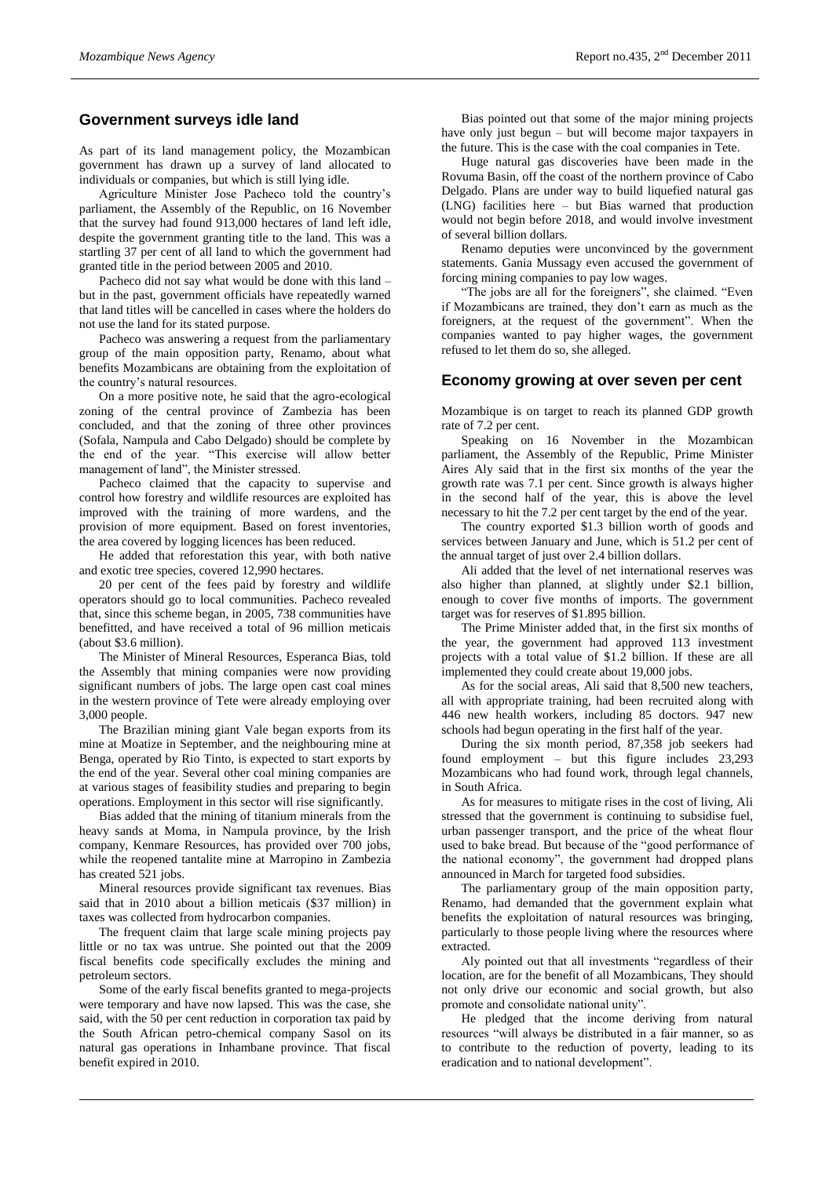## Government surveys idle land

As part of its land management policy, the Mozambican government has drawn up a survey of land allocated to individuals or companies, but which is still lying idle.

Agriculture Minister Jose Pacheco told the country's parliament, the Assembly of the Republic, on 16 November that the survey had found 913,000 hectares of land left idle, despite the government granting title to the land. This was a startling 37 per cent of all land to which the government had granted title in the period between 2005 and 2010.

Pacheco did not say what would be done with this land – but in the past, government officials have repeatedly warned that land titles will be cancelled in cases where the holders do not use the land for its stated purpose.

Pacheco was answering a request from the parliamentary group of the main opposition party, Renamo, about what benefits Mozambicans are obtaining from the exploitation of the country's natural resources.

On a more positive note, he said that the agro-ecological zoning of the central province of Zambezia has been concluded, and that the zoning of three other provinces (Sofala, Nampula and Cabo Delgado) should be complete by the end of the year. "This exercise will allow better management of land", the Minister stressed.

Pacheco claimed that the capacity to supervise and control how forestry and wildlife resources are exploited has improved with the training of more wardens, and the provision of more equipment. Based on forest inventories, the area covered by logging licences has been reduced.

He added that reforestation this year, with both native and exotic tree species, covered 12,990 hectares.

20 per cent of the fees paid by forestry and wildlife operators should go to local communities. Pacheco revealed that, since this scheme began, in 2005, 738 communities have benefitted, and have received a total of 96 million meticais (about \$3.6 million).

The Minister of Mineral Resources, Esperanca Bias, told the Assembly that mining companies were now providing significant numbers of jobs. The large open cast coal mines in the western province of Tete were already employing over 3,000 people.

The Brazilian mining giant Vale began exports from its mine at Moatize in September, and the neighbouring mine at Benga, operated by Rio Tinto, is expected to start exports by the end of the year. Several other coal mining companies are at various stages of feasibility studies and preparing to begin operations. Employment in this sector will rise significantly.

Bias added that the mining of titanium minerals from the heavy sands at Moma, in Nampula province, by the Irish company, Kenmare Resources, has provided over 700 jobs, while the reopened tantalite mine at Marropino in Zambezia has created 521 jobs.

Mineral resources provide significant tax revenues. Bias said that in 2010 about a billion meticais (\$37 million) in taxes was collected from hydrocarbon companies.

The frequent claim that large scale mining projects pay little or no tax was untrue. She pointed out that the 2009 fiscal benefits code specifically excludes the mining and petroleum sectors.

Some of the early fiscal benefits granted to mega-projects were temporary and have now lapsed. This was the case, she said, with the 50 per cent reduction in corporation tax paid by the South African petro-chemical company Sasol on its natural gas operations in Inhambane province. That fiscal benefit expired in 2010.

Bias pointed out that some of the major mining projects have only just begun – but will become major taxpayers in the future. This is the case with the coal companies in Tete.

Huge natural gas discoveries have been made in the Rovuma Basin, off the coast of the northern province of Cabo Delgado. Plans are under way to build liquefied natural gas (LNG) facilities here – but Bias warned that production would not begin before 2018, and would involve investment of several billion dollars.

Renamo deputies were unconvinced by the government statements. Gania Mussagy even accused the government of forcing mining companies to pay low wages.

"The jobs are all for the foreigners", she claimed. "Even if Mozambicans are trained, they don't earn as much as the foreigners, at the request of the government". When the companies wanted to pay higher wages, the government refused to let them do so, she alleged.

## Economy growing at over seven per cent

Mozambique is on target to reach its planned GDP growth rate of 7.2 per cent.

Speaking on 16 November in the Mozambican parliament, the Assembly of the Republic, Prime Minister Aires Aly said that in the first six months of the year the growth rate was 7.1 per cent. Since growth is always higher in the second half of the year, this is above the level necessary to hit the 7.2 per cent target by the end of the year.

The country exported \$1.3 billion worth of goods and services between January and June, which is 51.2 per cent of the annual target of just over 2.4 billion dollars.

Ali added that the level of net international reserves was also higher than planned, at slightly under \$2.1 billion, enough to cover five months of imports. The government target was for reserves of \$1.895 billion.

The Prime Minister added that, in the first six months of the year, the government had approved 113 investment projects with a total value of \$1.2 billion. If these are all implemented they could create about 19,000 jobs.

As for the social areas, Ali said that 8,500 new teachers, all with appropriate training, had been recruited along with 446 new health workers, including 85 doctors. 947 new schools had begun operating in the first half of the year.

During the six month period, 87,358 job seekers had found employment – but this figure includes 23,293 Mozambicans who had found work, through legal channels, in South Africa.

As for measures to mitigate rises in the cost of living, Ali stressed that the government is continuing to subsidise fuel, urban passenger transport, and the price of the wheat flour used to bake bread. But because of the "good performance of the national economy", the government had dropped plans announced in March for targeted food subsidies.

The parliamentary group of the main opposition party, Renamo, had demanded that the government explain what benefits the exploitation of natural resources was bringing, particularly to those people living where the resources where extracted.

Aly pointed out that all investments "regardless of their location, are for the benefit of all Mozambicans, They should not only drive our economic and social growth, but also promote and consolidate national unity".

He pledged that the income deriving from natural resources "will always be distributed in a fair manner, so as to contribute to the reduction of poverty, leading to its eradication and to national development".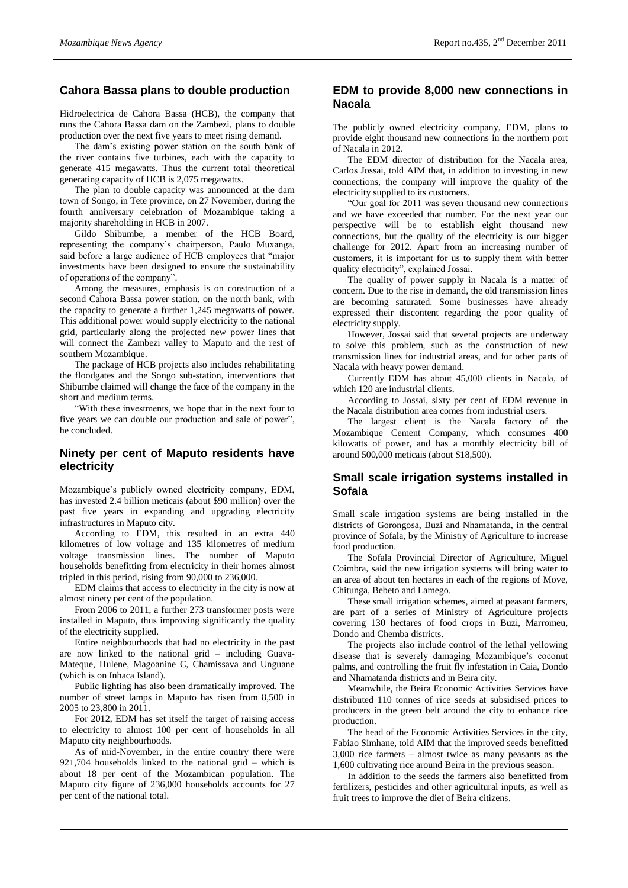## Cahora Bassa plans to double production

Hidroelectrica de Cahora Bassa (HCB), the company that runs the Cahora Bassa dam on the Zambezi, plans to double production over the next five years to meet rising demand.

The dam's existing power station on the south bank of the river contains five turbines, each with the capacity to generate 415 megawatts. Thus the current total theoretical generating capacity of HCB is 2,075 megawatts.

The plan to double capacity was announced at the dam town of Songo, in Tete province, on 27 November, during the fourth anniversary celebration of Mozambique taking a majority shareholding in HCB in 2007.

Gildo Shibumbe, a member of the HCB Board, representing the company's chairperson, Paulo Muxanga, said before a large audience of HCB employees that "major investments have been designed to ensure the sustainability of operations of the company".

Among the measures, emphasis is on construction of a second Cahora Bassa power station, on the north bank, with the capacity to generate a further 1,245 megawatts of power. This additional power would supply electricity to the national grid, particularly along the projected new power lines that will connect the Zambezi valley to Maputo and the rest of southern Mozambique.

The package of HCB projects also includes rehabilitating the floodgates and the Songo sub-station, interventions that Shibumbe claimed will change the face of the company in the short and medium terms.

"With these investments, we hope that in the next four to five years we can double our production and sale of power", he concluded.

## Ninety per cent of Maputo residents have electricity

Mozambique's publicly owned electricity company, EDM, has invested 2.4 billion meticais (about $90 million) over the past five years in expanding and upgrading electricity infrastructures in Maputo city.

According to EDM, this resulted in an extra 440 kilometres of low voltage and 135 kilometres of medium voltage transmission lines. The number of Maputo households benefitting from electricity in their homes almost tripled in this period, rising from 90,000 to 236,000.

EDM claims that access to electricity in the city is now at almost ninety per cent of the population.

From 2006 to 2011, a further 273 transformer posts were installed in Maputo, thus improving significantly the quality of the electricity supplied.

Entire neighbourhoods that had no electricity in the past are now linked to the national grid – including Guava-Mateque, Hulene, Magoanine C, Chamissava and Unguane (which is on Inhaca Island).

Public lighting has also been dramatically improved. The number of street lamps in Maputo has risen from 8,500 in 2005 to 23,800 in 2011.

For 2012, EDM has set itself the target of raising access to electricity to almost 100 per cent of households in all Maputo city neighbourhoods.

As of mid-November, in the entire country there were 921,704 households linked to the national grid – which is about 18 per cent of the Mozambican population. The Maputo city figure of 236,000 households accounts for 27 per cent of the national total.

## EDM to provide 8,000 new connections in Nacala

The publicly owned electricity company, EDM, plans to provide eight thousand new connections in the northern port of Nacala in 2012.

The EDM director of distribution for the Nacala area, Carlos Jossai, told AIM that, in addition to investing in new connections, the company will improve the quality of the electricity supplied to its customers.

"Our goal for 2011 was seven thousand new connections and we have exceeded that number. For the next year our perspective will be to establish eight thousand new connections, but the quality of the electricity is our bigger challenge for 2012. Apart from an increasing number of customers, it is important for us to supply them with better quality electricity", explained Jossai.

The quality of power supply in Nacala is a matter of concern. Due to the rise in demand, the old transmission lines are becoming saturated. Some businesses have already expressed their discontent regarding the poor quality of electricity supply.

However, Jossai said that several projects are underway to solve this problem, such as the construction of new transmission lines for industrial areas, and for other parts of Nacala with heavy power demand.

Currently EDM has about 45,000 clients in Nacala, of which 120 are industrial clients.

According to Jossai, sixty per cent of EDM revenue in the Nacala distribution area comes from industrial users.

The largest client is the Nacala factory of the Mozambique Cement Company, which consumes 400 kilowatts of power, and has a monthly electricity bill of around 500,000 meticais (about $18,500).

## Small scale irrigation systems installed in Sofala

Small scale irrigation systems are being installed in the districts of Gorongosa, Buzi and Nhamatanda, in the central province of Sofala, by the Ministry of Agriculture to increase food production.

The Sofala Provincial Director of Agriculture, Miguel Coimbra, said the new irrigation systems will bring water to an area of about ten hectares in each of the regions of Move, Chitunga, Bebeto and Lamego.

These small irrigation schemes, aimed at peasant farmers, are part of a series of Ministry of Agriculture projects covering 130 hectares of food crops in Buzi, Marromeu, Dondo and Chemba districts.

The projects also include control of the lethal yellowing disease that is severely damaging Mozambique's coconut palms, and controlling the fruit fly infestation in Caia, Dondo and Nhamatanda districts and in Beira city.

Meanwhile, the Beira Economic Activities Services have distributed 110 tonnes of rice seeds at subsidised prices to producers in the green belt around the city to enhance rice production.

The head of the Economic Activities Services in the city, Fabiao Simhane, told AIM that the improved seeds benefitted 3,000 rice farmers – almost twice as many peasants as the 1,600 cultivating rice around Beira in the previous season.

In addition to the seeds the farmers also benefitted from fertilizers, pesticides and other agricultural inputs, as well as fruit trees to improve the diet of Beira citizens.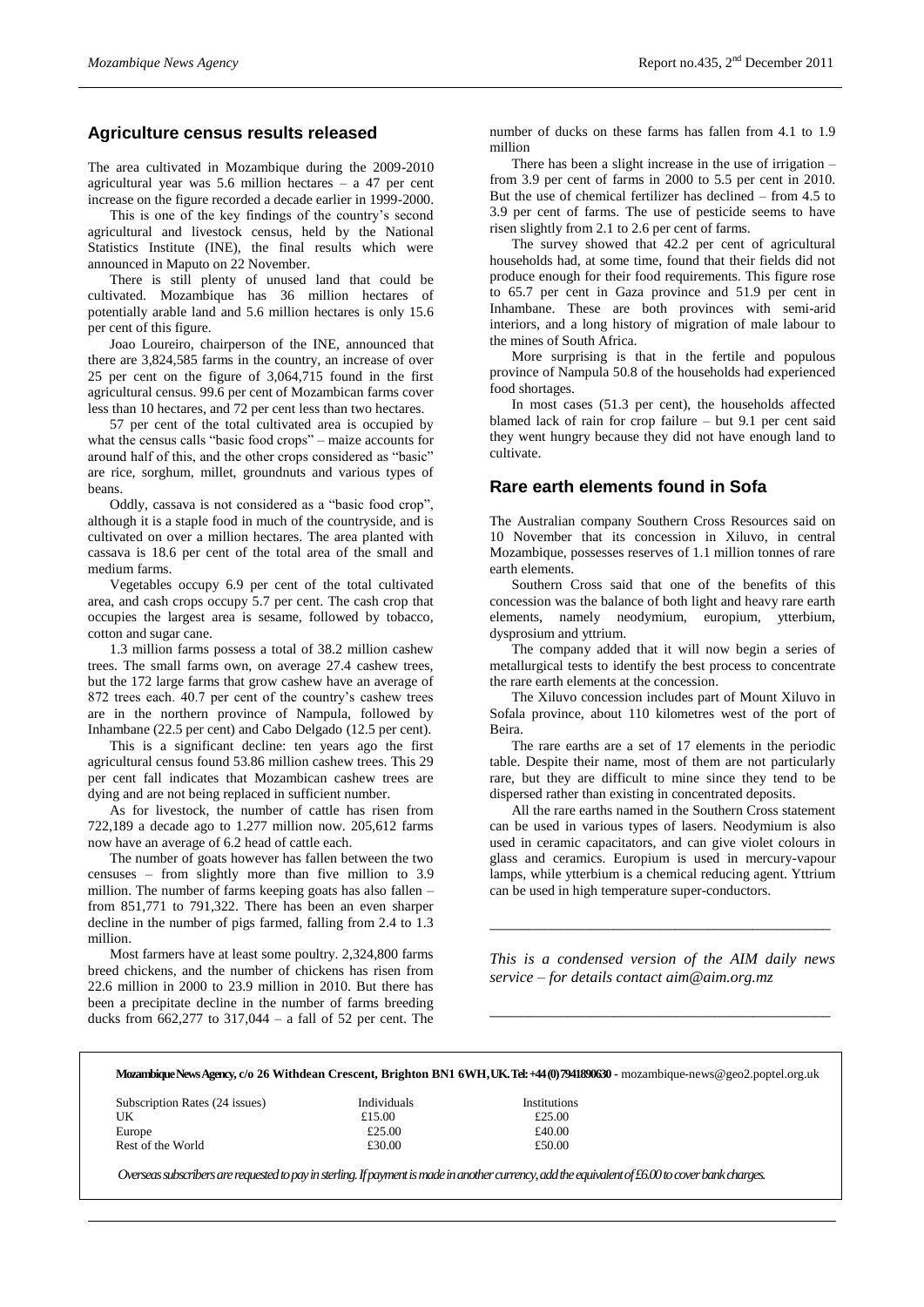## Agriculture census results released

The area cultivated in Mozambique during the 2009-2010 agricultural year was 5.6 million hectares – a 47 per cent increase on the figure recorded a decade earlier in 1999-2000.

This is one of the key findings of the country's second agricultural and livestock census, held by the National Statistics Institute (INE), the final results which were announced in Maputo on 22 November.

There is still plenty of unused land that could be cultivated. Mozambique has 36 million hectares of potentially arable land and 5.6 million hectares is only 15.6 per cent of this figure.

Joao Loureiro, chairperson of the INE, announced that there are 3,824,585 farms in the country, an increase of over 25 per cent on the figure of 3,064,715 found in the first agricultural census. 99.6 per cent of Mozambican farms cover less than 10 hectares, and 72 per cent less than two hectares.

57 per cent of the total cultivated area is occupied by what the census calls "basic food crops" – maize accounts for around half of this, and the other crops considered as "basic" are rice, sorghum, millet, groundnuts and various types of beans.

Oddly, cassava is not considered as a "basic food crop", although it is a staple food in much of the countryside, and is cultivated on over a million hectares. The area planted with cassava is 18.6 per cent of the total area of the small and medium farms.

Vegetables occupy 6.9 per cent of the total cultivated area, and cash crops occupy 5.7 per cent. The cash crop that occupies the largest area is sesame, followed by tobacco, cotton and sugar cane.

1.3 million farms possess a total of 38.2 million cashew trees. The small farms own, on average 27.4 cashew trees, but the 172 large farms that grow cashew have an average of 872 trees each. 40.7 per cent of the country's cashew trees are in the northern province of Nampula, followed by Inhambane (22.5 per cent) and Cabo Delgado (12.5 per cent).

This is a significant decline: ten years ago the first agricultural census found 53.86 million cashew trees. This 29 per cent fall indicates that Mozambican cashew trees are dying and are not being replaced in sufficient number.

As for livestock, the number of cattle has risen from 722,189 a decade ago to 1.277 million now. 205,612 farms now have an average of 6.2 head of cattle each.

The number of goats however has fallen between the two censuses – from slightly more than five million to 3.9 million. The number of farms keeping goats has also fallen – from 851,771 to 791,322. There has been an even sharper decline in the number of pigs farmed, falling from 2.4 to 1.3 million.

Most farmers have at least some poultry. 2,324,800 farms breed chickens, and the number of chickens has risen from 22.6 million in 2000 to 23.9 million in 2010. But there has been a precipitate decline in the number of farms breeding ducks from 662,277 to 317,044 – a fall of 52 per cent. The number of ducks on these farms has fallen from 4.1 to 1.9 million

There has been a slight increase in the use of irrigation – from 3.9 per cent of farms in 2000 to 5.5 per cent in 2010. But the use of chemical fertilizer has declined – from 4.5 to 3.9 per cent of farms. The use of pesticide seems to have risen slightly from 2.1 to 2.6 per cent of farms.

The survey showed that 42.2 per cent of agricultural households had, at some time, found that their fields did not produce enough for their food requirements. This figure rose to 65.7 per cent in Gaza province and 51.9 per cent in Inhambane. These are both provinces with semi-arid interiors, and a long history of migration of male labour to the mines of South Africa.

More surprising is that in the fertile and populous province of Nampula 50.8 of the households had experienced food shortages.

In most cases (51.3 per cent), the households affected blamed lack of rain for crop failure – but 9.1 per cent said they went hungry because they did not have enough land to cultivate.

## Rare earth elements found in Sofa

The Australian company Southern Cross Resources said on 10 November that its concession in Xiluvo, in central Mozambique, possesses reserves of 1.1 million tonnes of rare earth elements.

Southern Cross said that one of the benefits of this concession was the balance of both light and heavy rare earth elements, namely neodymium, europium, ytterbium, dysprosium and yttrium.

The company added that it will now begin a series of metallurgical tests to identify the best process to concentrate the rare earth elements at the concession.

The Xiluvo concession includes part of Mount Xiluvo in Sofala province, about 110 kilometres west of the port of Beira.

The rare earths are a set of 17 elements in the periodic table. Despite their name, most of them are not particularly rare, but they are difficult to mine since they tend to be dispersed rather than existing in concentrated deposits.

All the rare earths named in the Southern Cross statement can be used in various types of lasers. Neodymium is also used in ceramic capacitators, and can give violet colours in glass and ceramics. Europium is used in mercury-vapour lamps, while ytterbium is a chemical reducing agent. Yttrium can be used in high temperature super-conductors.

---

*This is a condensed version of the AIM daily news service – for details contact aim@aim.org.mz*

---

**Mozambique News Agency, c/o 26 Withdean Crescent, Brighton BN1 6WH, UK. Tel: +44 (0) 7941890630** - mozambique-news@geo2.poptel.org.uk

| Subscription Rates (24 issues) | Individuals | Institutions |
|---|---|---|
| UK | £15.00 | £25.00 |
| Europe | £25.00 | £40.00 |
| Rest of the World | £30.00 | £50.00 |

*Overseas subscribers are requested to pay in sterling. If payment is made in another currency, add the equivalent of £6.00 to cover bank charges.*